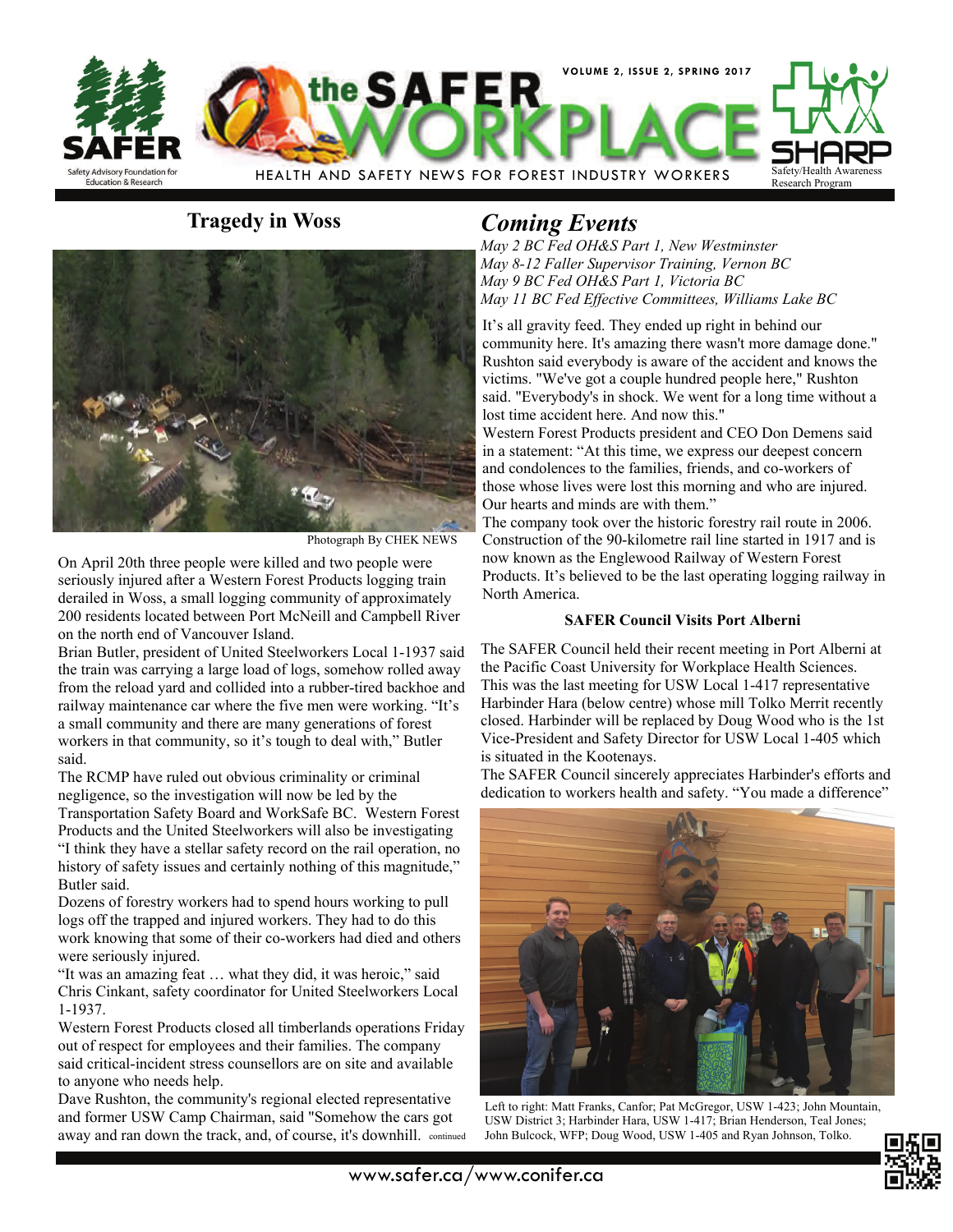# the SAFER WORKPLACE

HEALTH AND SAFETY NEWS FOR FOREST INDUSTRY WORKERS

## Tragedy in Woss

Photograph By CHEK NEWS

On April 20th three people were killed and two people were seriously injured after a Western Forest Products logging train derailed in Woss, a small logging community of approximately 200 residents located between Port McNeill and Campbell River on the north end of Vancouver Island.

Brian Butler, president of United Steelworkers Local 1-1937 said the train was carrying a large load of logs, somehow rolled away from the reload yard and collided into a rubber-tired backhoe and railway maintenance car where the five men were working. "It's a small community and there are many generations of forest workers in that community, so it's tough to deal with," Butler said.

The RCMP have ruled out obvious criminality or criminal negligence, so the investigation will now be led by the Transportation Safety Board and WorkSafe BC. Western Forest Products and the United Steelworkers will also be investigating "I think they have a stellar safety record on the rail operation, no history of safety issues and certainly nothing of this magnitude," Butler said.

Dozens of forestry workers had to spend hours working to pull logs off the trapped and injured workers. They had to do this work knowing that some of their co-workers had died and others were seriously injured.

"It was an amazing feat … what they did, it was heroic," said Chris Cinkant, safety coordinator for United Steelworkers Local 1-1937.

Western Forest Products closed all timberlands operations Friday out of respect for employees and their families. The company said critical-incident stress counsellors are on site and available to anyone who needs help.

Dave Rushton, the community's regional elected representative and former USW Camp Chairman, said "Somehow the cars got away and ran down the track, and, of course, it's downhill. It's all gravity feed. They ended up right in behind our community here. It's amazing there wasn't more damage done." Rushton said everybody is aware of the accident and knows the victims. "We've got a couple hundred people here," Rushton said. "Everybody's in shock. We went for a long time without a lost time accident here. And now this."

Western Forest Products president and CEO Don Demens said in a statement: "At this time, we express our deepest concern and condolences to the families, friends, and co-workers of those whose lives were lost this morning and who are injured. Our hearts and minds are with them."

The company took over the historic forestry rail route in 2006. Construction of the 90-kilometre rail line started in 1917 and is now known as the Englewood Railway of Western Forest Products. It's believed to be the last operating logging railway in North America.

## *Coming Events*

*May 2 BC Fed OH&S Part 1, New Westminster*
*May 8-12 Faller Supervisor Training, Vernon BC*
*May 9 BC Fed OH&S Part 1, Victoria BC*
*May 11 BC Fed Effective Committees, Williams Lake BC*

### SAFER Council Visits Port Alberni

The SAFER Council held their recent meeting in Port Alberni at the Pacific Coast University for Workplace Health Sciences. This was the last meeting for USW Local 1-417 representative Harbinder Hara (below centre) whose mill Tolko Merrit recently closed. Harbinder will be replaced by Doug Wood who is the 1st Vice-President and Safety Director for USW Local 1-405 which is situated in the Kootenays.

The SAFER Council sincerely appreciates Harbinder's efforts and dedication to workers health and safety. "You made a difference"

Left to right: Matt Franks, Canfor; Pat McGregor, USW 1-423; John Mountain, USW District 3; Harbinder Hara, USW 1-417; Brian Henderson, Teal Jones; John Bulcock, WFP; Doug Wood, USW 1-405 and Ryan Johnson, Tolko.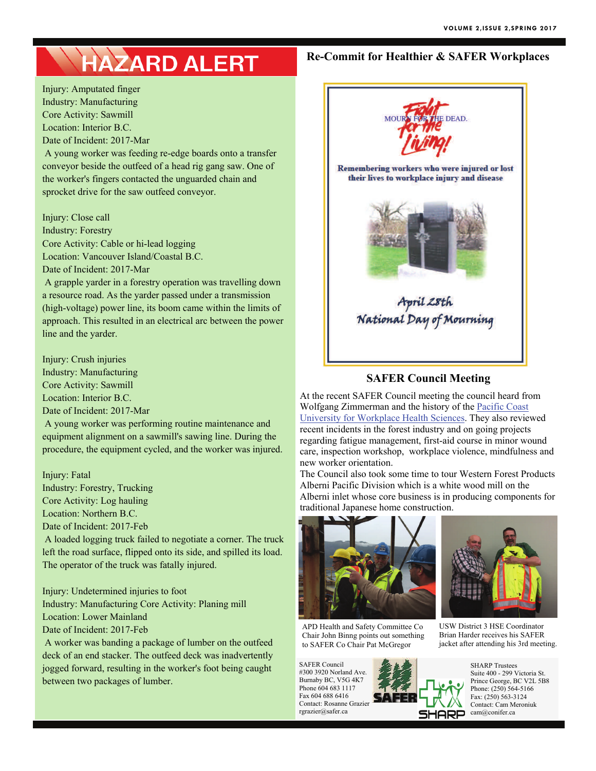# HAZARD ALERT

Injury: Amputated finger
Industry: Manufacturing
Core Activity: Sawmill
Location: Interior B.C.
Date of Incident: 2017-Mar

A young worker was feeding re-edge boards onto a transfer conveyor beside the outfeed of a head rig gang saw. One of the worker's fingers contacted the unguarded chain and sprocket drive for the saw outfeed conveyor.

Injury: Close call
Industry: Forestry
Core Activity: Cable or hi-lead logging
Location: Vancouver Island/Coastal B.C.
Date of Incident: 2017-Mar

A grapple yarder in a forestry operation was travelling down a resource road. As the yarder passed under a transmission (high-voltage) power line, its boom came within the limits of approach. This resulted in an electrical arc between the power line and the yarder.

Injury: Crush injuries
Industry: Manufacturing
Core Activity: Sawmill
Location: Interior B.C.
Date of Incident: 2017-Mar

A young worker was performing routine maintenance and equipment alignment on a sawmill's sawing line. During the procedure, the equipment cycled, and the worker was injured.

Injury: Fatal
Industry: Forestry, Trucking
Core Activity: Log hauling
Location: Northern B.C.
Date of Incident: 2017-Feb

A loaded logging truck failed to negotiate a corner. The truck left the road surface, flipped onto its side, and spilled its load. The operator of the truck was fatally injured.

Injury: Undetermined injuries to foot
Industry: Manufacturing Core Activity: Planing mill
Location: Lower Mainland
Date of Incident: 2017-Feb

A worker was banding a package of lumber on the outfeed deck of an end stacker. The outfeed deck was inadvertently jogged forward, resulting in the worker's foot being caught between two packages of lumber.

## Re-Commit for Healthier & SAFER Workplaces

MOURN FOR THE DEAD. Fight for the Living!

Remembering workers who were injured or lost their lives to workplace injury and disease

April 28th
National Day of Mourning

## SAFER Council Meeting

At the recent SAFER Council meeting the council heard from Wolfgang Zimmerman and the history of the Pacific Coast University for Workplace Health Sciences. They also reviewed recent incidents in the forest industry and on going projects regarding fatigue management, first-aid course in minor wound care, inspection workshop, workplace violence, mindfulness and new worker orientation.

The Council also took some time to tour Western Forest Products Alberni Pacific Division which is a white wood mill on the Alberni inlet whose core business is in producing components for traditional Japanese home construction.

APD Health and Safety Committee Co Chair John Binng points out something to SAFER Co Chair Pat McGregor

USW District 3 HSE Coordinator Brian Harder receives his SAFER jacket after attending his 3rd meeting.

SAFER Council
#300 3920 Norland Ave.
Burnaby BC, V5G 4K7
Phone 604 683 1117
Fax 604 688 6416
Contact: Rosanne Grazier
rgrazier@safer.ca

SHARP Trustees
Suite 400 - 299 Victoria St.
Prince George, BC V2L 5B8
Phone: (250) 564-5166
Fax: (250) 563-3124
Contact: Cam Meroniuk
cam@conifer.ca